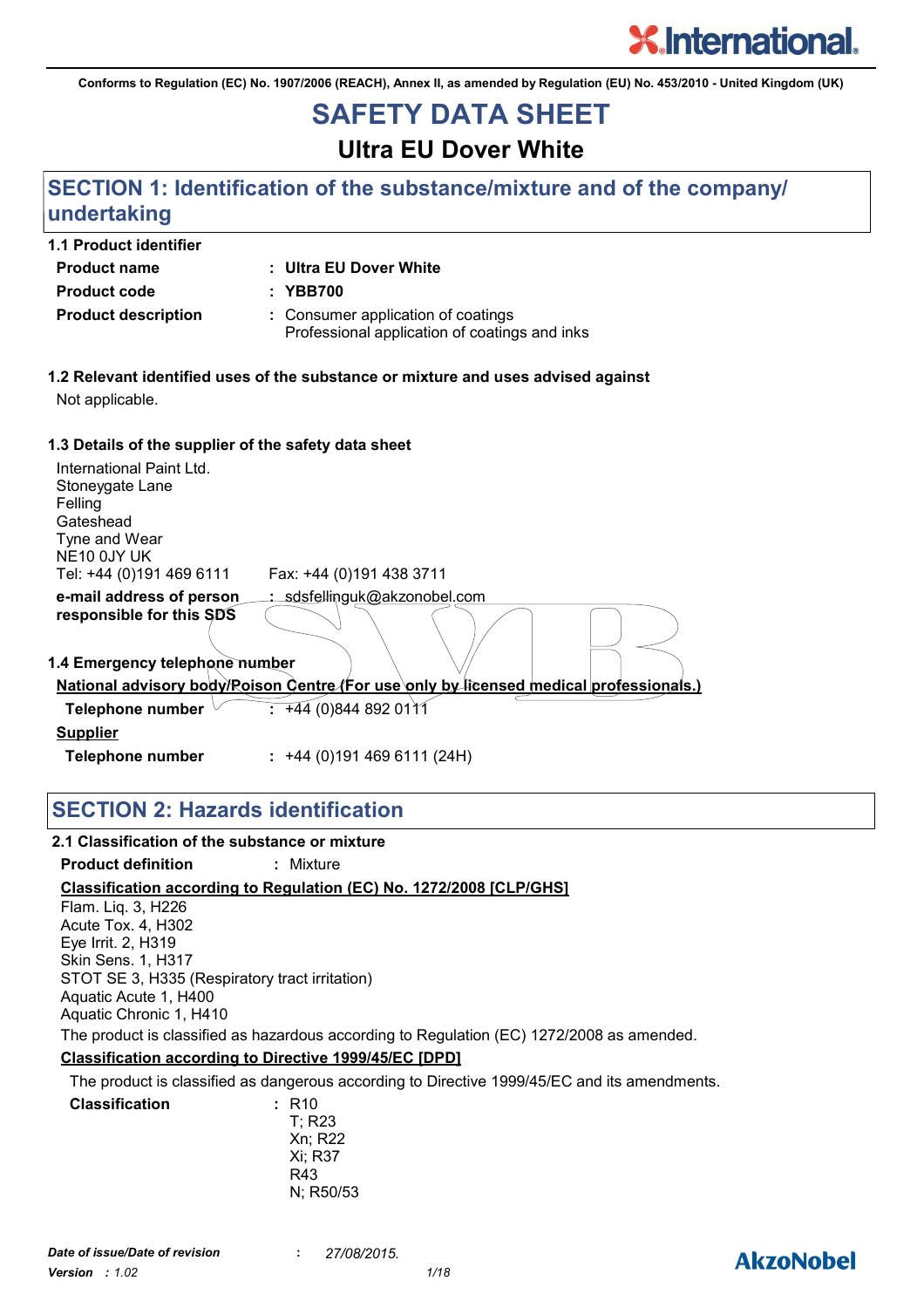Conforms to Regulation (EC) No. 1907/2006 (REACH), Annex II, as amended by Regulation (EU) No. 453/2010 - United Kingdom (UK)

# SAFETY DATA SHEET

## Ultra EU Dover White

## SECTION 1: Identification of the substance/mixture and of the company/ undertaking

**1.1 Product identifier**

| | |
|---|---|
| **Product name** | : **Ultra EU Dover White** |
| **Product code** | : **YBB700** |
| **Product description** | : Consumer application of coatings<br>Professional application of coatings and inks |

**1.2 Relevant identified uses of the substance or mixture and uses advised against**

Not applicable.

**1.3 Details of the supplier of the safety data sheet**

International Paint Ltd.
Stoneygate Lane
Felling
Gateshead
Tyne and Wear
NE10 0JY UK
Tel: +44 (0)191 469 6111 Fax: +44 (0)191 438 3711

**e-mail address of person responsible for this SDS** : sdsfellinguk@akzonobel.com

**1.4 Emergency telephone number**

**National advisory body/Poison Centre (For use only by licensed medical professionals.)**

**Telephone number** : +44 (0)844 892 0111

**Supplier**

**Telephone number** : +44 (0)191 469 6111 (24H)

## SECTION 2: Hazards identification

**2.1 Classification of the substance or mixture**

**Product definition** : Mixture

**Classification according to Regulation (EC) No. 1272/2008 [CLP/GHS]**

Flam. Liq. 3, H226
Acute Tox. 4, H302
Eye Irrit. 2, H319
Skin Sens. 1, H317
STOT SE 3, H335 (Respiratory tract irritation)
Aquatic Acute 1, H400
Aquatic Chronic 1, H410

The product is classified as hazardous according to Regulation (EC) 1272/2008 as amended.

**Classification according to Directive 1999/45/EC [DPD]**

The product is classified as dangerous according to Directive 1999/45/EC and its amendments.

**Classification** : R10
T; R23
Xn; R22
Xi; R37
R43
N; R50/53

*Date of issue/Date of revision* : *27/08/2015.*
*Version : 1.02*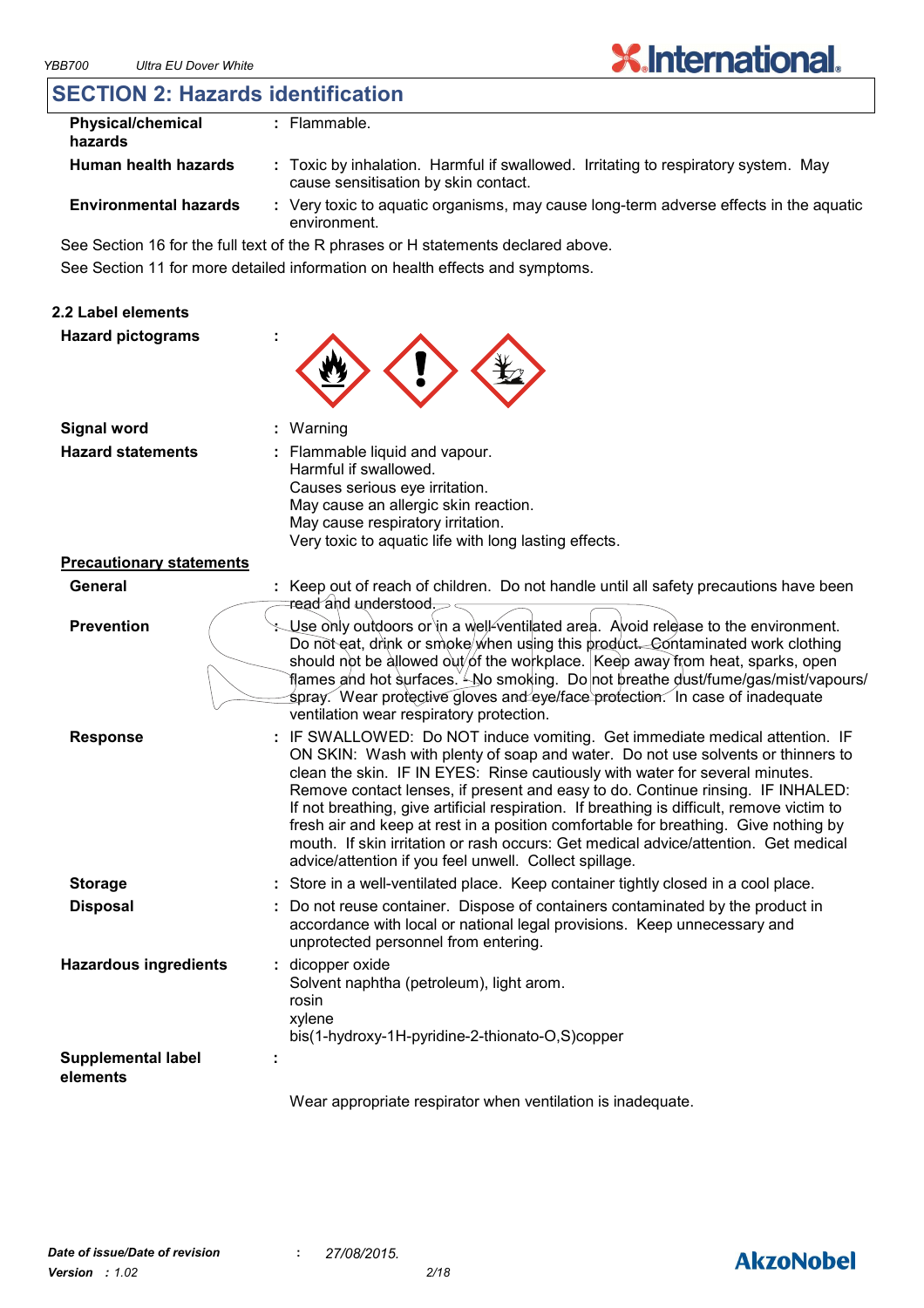## SECTION 2: Hazards identification

**Physical/chemical hazards** : Flammable.

**Human health hazards** : Toxic by inhalation. Harmful if swallowed. Irritating to respiratory system. May cause sensitisation by skin contact.

**Environmental hazards** : Very toxic to aquatic organisms, may cause long-term adverse effects in the aquatic environment.

See Section 16 for the full text of the R phrases or H statements declared above.

See Section 11 for more detailed information on health effects and symptoms.

### 2.2 Label elements

**Hazard pictograms** :

**Signal word** : Warning

**Hazard statements** : Flammable liquid and vapour.
Harmful if swallowed.
Causes serious eye irritation.
May cause an allergic skin reaction.
May cause respiratory irritation.
Very toxic to aquatic life with long lasting effects.

**Precautionary statements**

**General** : Keep out of reach of children. Do not handle until all safety precautions have been read and understood.

**Prevention** : Use only outdoors or in a well-ventilated area. Avoid release to the environment. Do not eat, drink or smoke when using this product. Contaminated work clothing should not be allowed out of the workplace. Keep away from heat, sparks, open flames and hot surfaces. - No smoking. Do not breathe dust/fume/gas/mist/vapours/spray. Wear protective gloves and eye/face protection. In case of inadequate ventilation wear respiratory protection.

**Response** : IF SWALLOWED: Do NOT induce vomiting. Get immediate medical attention. IF ON SKIN: Wash with plenty of soap and water. Do not use solvents or thinners to clean the skin. IF IN EYES: Rinse cautiously with water for several minutes. Remove contact lenses, if present and easy to do. Continue rinsing. IF INHALED: If not breathing, give artificial respiration. If breathing is difficult, remove victim to fresh air and keep at rest in a position comfortable for breathing. Give nothing by mouth. If skin irritation or rash occurs: Get medical advice/attention. Get medical advice/attention if you feel unwell. Collect spillage.

**Storage** : Store in a well-ventilated place. Keep container tightly closed in a cool place.

**Disposal** : Do not reuse container. Dispose of containers contaminated by the product in accordance with local or national legal provisions. Keep unnecessary and unprotected personnel from entering.

**Hazardous ingredients** : dicopper oxide
Solvent naphtha (petroleum), light arom.
rosin
xylene
bis(1-hydroxy-1H-pyridine-2-thionato-O,S)copper

**Supplemental label elements** :

Wear appropriate respirator when ventilation is inadequate.

*Date of issue/Date of revision* : *27/08/2015.*
*Version* : *1.02*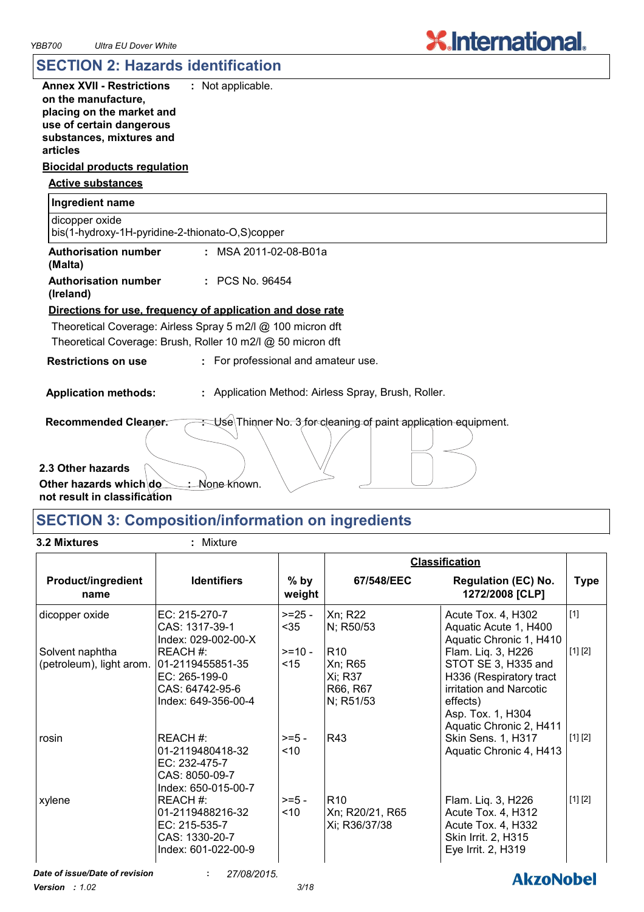## SECTION 2: Hazards identification

**Annex XVII - Restrictions on the manufacture, placing on the market and use of certain dangerous substances, mixtures and articles** : Not applicable.

**Biocidal products regulation**

**Active substances**

| Ingredient name |
|---|
| dicopper oxide<br>bis(1-hydroxy-1H-pyridine-2-thionato-O,S)copper |

**Authorisation number (Malta)** : MSA 2011-02-08-B01a

**Authorisation number (Ireland)** : PCS No. 96454

**Directions for use, frequency of application and dose rate**

Theoretical Coverage: Airless Spray 5 m2/l @ 100 micron dft
Theoretical Coverage: Brush, Roller 10 m2/l @ 50 micron dft

**Restrictions on use** : For professional and amateur use.

**Application methods:** : Application Method: Airless Spray, Brush, Roller.

**Recommended Cleaner.** : Use Thinner No. 3 for cleaning of paint application equipment.

**2.3 Other hazards**

**Other hazards which do not result in classification** : None known.

## SECTION 3: Composition/information on ingredients

**3.2 Mixtures** : Mixture

| Product/ingredient name | Identifiers | % by weight | Classification 67/548/EEC | Classification Regulation (EC) No. 1272/2008 [CLP] | Type |
|---|---|---|---|---|---|
| dicopper oxide | EC: 215-270-7<br>CAS: 1317-39-1<br>Index: 029-002-00-X | >=25 - <35 | Xn; R22<br>N; R50/53 | Acute Tox. 4, H302<br>Aquatic Acute 1, H400<br>Aquatic Chronic 1, H410 | [1] |
| Solvent naphtha (petroleum), light arom. | REACH #: 01-2119455851-35<br>EC: 265-199-0<br>CAS: 64742-95-6<br>Index: 649-356-00-4 | >=10 - <15 | R10<br>Xn; R65<br>Xi; R37<br>R66, R67<br>N; R51/53 | Flam. Liq. 3, H226<br>STOT SE 3, H335 and H336 (Respiratory tract irritation and Narcotic effects)<br>Asp. Tox. 1, H304<br>Aquatic Chronic 2, H411 | [1] [2] |
| rosin | REACH #: 01-2119480418-32<br>EC: 232-475-7<br>CAS: 8050-09-7<br>Index: 650-015-00-7 | >=5 - <10 | R43 | Skin Sens. 1, H317<br>Aquatic Chronic 4, H413 | [1] [2] |
| xylene | REACH #: 01-2119488216-32<br>EC: 215-535-7<br>CAS: 1330-20-7<br>Index: 601-022-00-9 | >=5 - <10 | R10<br>Xn; R20/21, R65<br>Xi; R36/37/38 | Flam. Liq. 3, H226<br>Acute Tox. 4, H312<br>Acute Tox. 4, H332<br>Skin Irrit. 2, H315<br>Eye Irrit. 2, H319 | [1] [2] |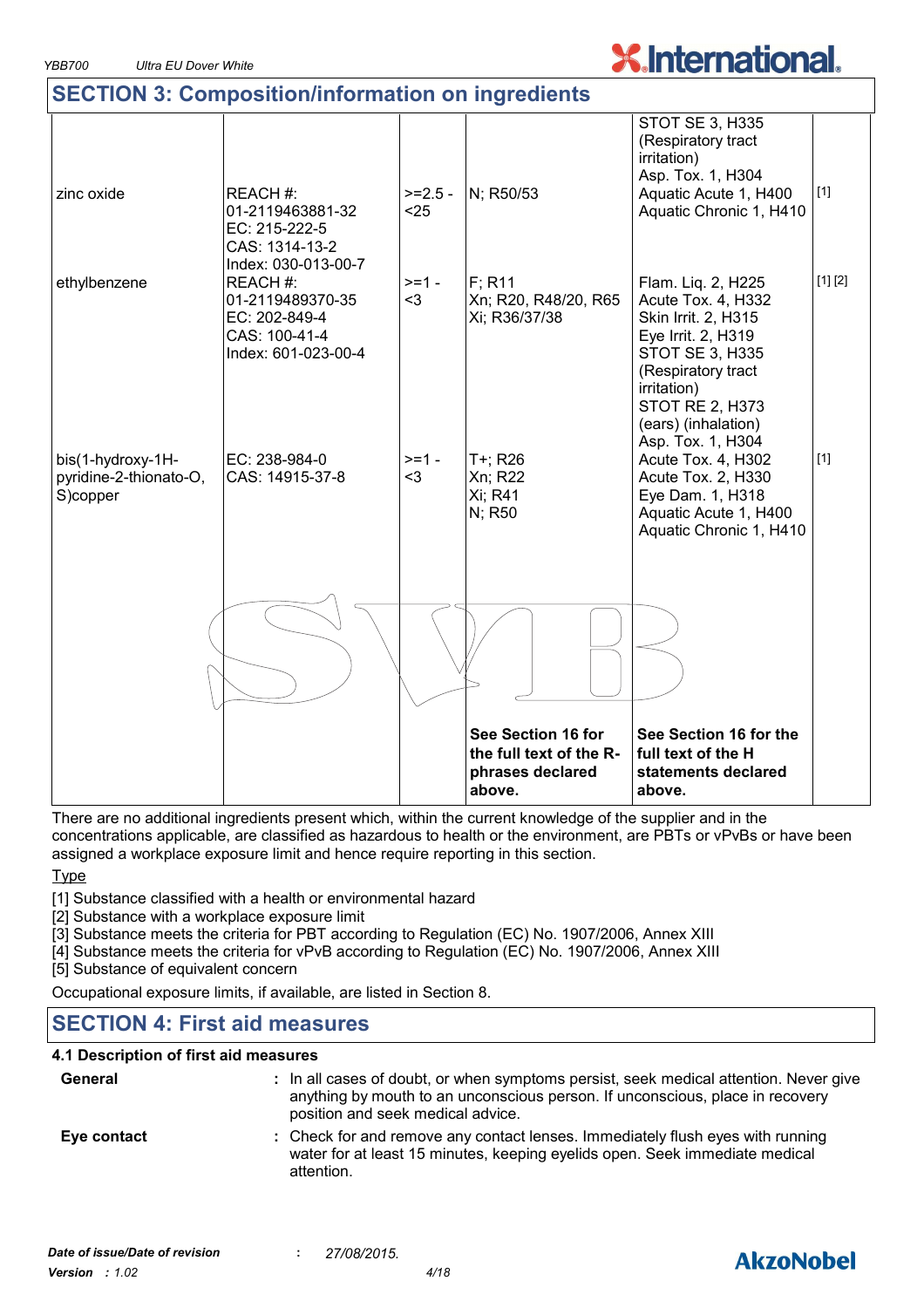## SECTION 3: Composition/information on ingredients

| | | | | | |
|---|---|---|---|---|---|
| zinc oxide | REACH #: 01-2119463881-32<br>EC: 215-222-5<br>CAS: 1314-13-2<br>Index: 030-013-00-7 | >=2.5 - <25 | N; R50/53 | STOT SE 3, H335 (Respiratory tract irritation)<br>Asp. Tox. 1, H304<br>Aquatic Acute 1, H400<br>Aquatic Chronic 1, H410 | [1] |
| ethylbenzene | REACH #: 01-2119489370-35<br>EC: 202-849-4<br>CAS: 100-41-4<br>Index: 601-023-00-4 | >=1 - <3 | F; R11<br>Xn; R20, R48/20, R65<br>Xi; R36/37/38 | Flam. Liq. 2, H225<br>Acute Tox. 4, H332<br>Skin Irrit. 2, H315<br>Eye Irrit. 2, H319<br>STOT SE 3, H335 (Respiratory tract irritation)<br>STOT RE 2, H373 (ears) (inhalation)<br>Asp. Tox. 1, H304 | [1] [2] |
| bis(1-hydroxy-1H-pyridine-2-thionato-O, S)copper | EC: 238-984-0<br>CAS: 14915-37-8 | >=1 - <3 | T+; R26<br>Xn; R22<br>Xi; R41<br>N; R50 | Acute Tox. 4, H302<br>Acute Tox. 2, H330<br>Eye Dam. 1, H318<br>Aquatic Acute 1, H400<br>Aquatic Chronic 1, H410 | [1] |
| | | | **See Section 16 for the full text of the R-phrases declared above.** | **See Section 16 for the full text of the H statements declared above.** | |

There are no additional ingredients present which, within the current knowledge of the supplier and in the concentrations applicable, are classified as hazardous to health or the environment, are PBTs or vPvBs or have been assigned a workplace exposure limit and hence require reporting in this section.

Type

[1] Substance classified with a health or environmental hazard
[2] Substance with a workplace exposure limit
[3] Substance meets the criteria for PBT according to Regulation (EC) No. 1907/2006, Annex XIII
[4] Substance meets the criteria for vPvB according to Regulation (EC) No. 1907/2006, Annex XIII
[5] Substance of equivalent concern

Occupational exposure limits, if available, are listed in Section 8.

## SECTION 4: First aid measures

### 4.1 Description of first aid measures

**General** : In all cases of doubt, or when symptoms persist, seek medical attention. Never give anything by mouth to an unconscious person. If unconscious, place in recovery position and seek medical advice.

**Eye contact** : Check for and remove any contact lenses. Immediately flush eyes with running water for at least 15 minutes, keeping eyelids open. Seek immediate medical attention.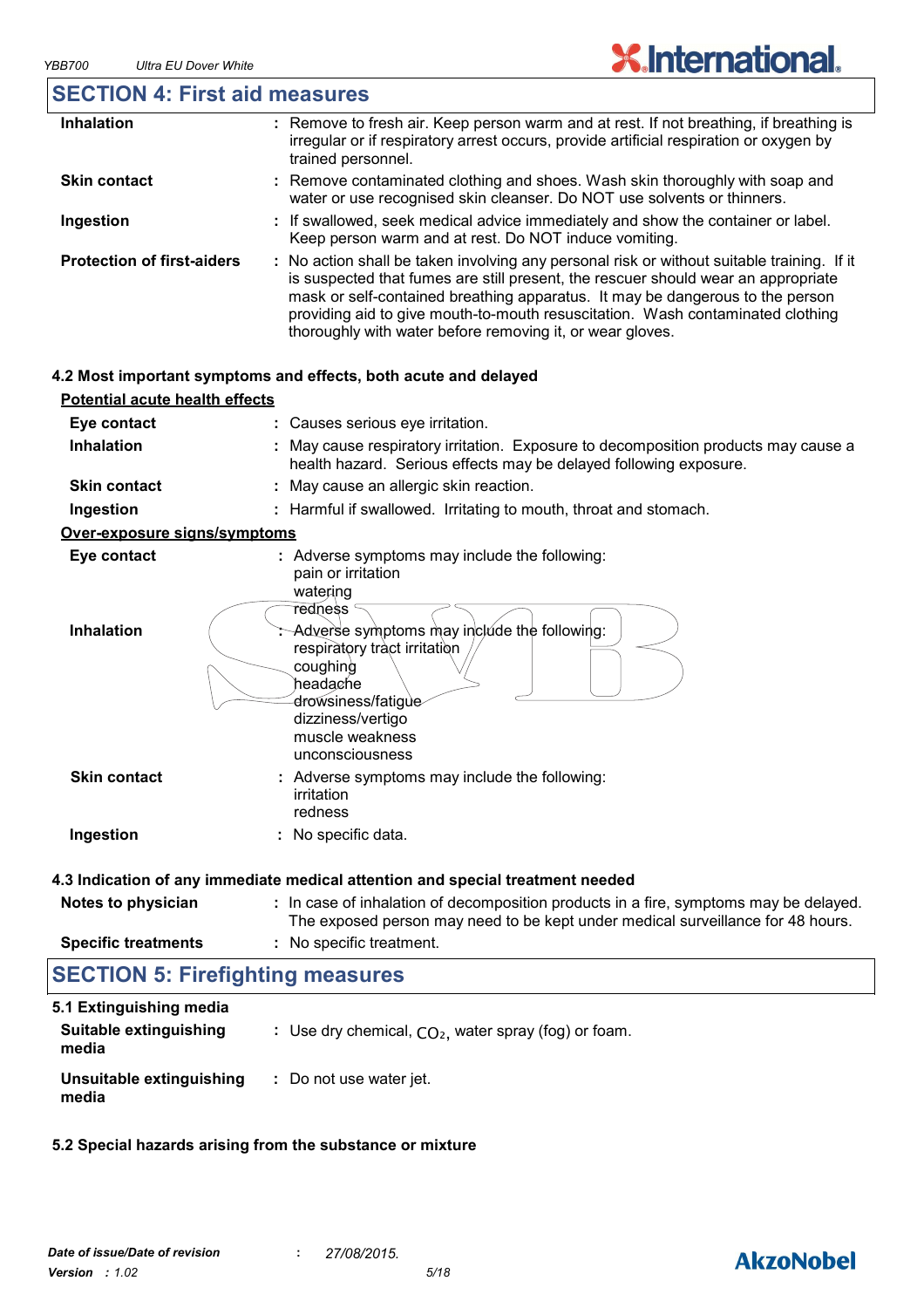## SECTION 4: First aid measures

| | |
|---|---|
| **Inhalation** | : Remove to fresh air. Keep person warm and at rest. If not breathing, if breathing is irregular or if respiratory arrest occurs, provide artificial respiration or oxygen by trained personnel. |
| **Skin contact** | : Remove contaminated clothing and shoes. Wash skin thoroughly with soap and water or use recognised skin cleanser. Do NOT use solvents or thinners. |
| **Ingestion** | : If swallowed, seek medical advice immediately and show the container or label. Keep person warm and at rest. Do NOT induce vomiting. |
| **Protection of first-aiders** | : No action shall be taken involving any personal risk or without suitable training. If it is suspected that fumes are still present, the rescuer should wear an appropriate mask or self-contained breathing apparatus. It may be dangerous to the person providing aid to give mouth-to-mouth resuscitation. Wash contaminated clothing thoroughly with water before removing it, or wear gloves. |

### 4.2 Most important symptoms and effects, both acute and delayed

**Potential acute health effects**

| | |
|---|---|
| **Eye contact** | : Causes serious eye irritation. |
| **Inhalation** | : May cause respiratory irritation. Exposure to decomposition products may cause a health hazard. Serious effects may be delayed following exposure. |
| **Skin contact** | : May cause an allergic skin reaction. |
| **Ingestion** | : Harmful if swallowed. Irritating to mouth, throat and stomach. |

**Over-exposure signs/symptoms**

| | |
|---|---|
| **Eye contact** | : Adverse symptoms may include the following: pain or irritation watering redness |
| **Inhalation** | : Adverse symptoms may include the following: respiratory tract irritation coughing headache drowsiness/fatigue dizziness/vertigo muscle weakness unconsciousness |
| **Skin contact** | : Adverse symptoms may include the following: irritation redness |
| **Ingestion** | : No specific data. |

### 4.3 Indication of any immediate medical attention and special treatment needed

| | |
|---|---|
| **Notes to physician** | : In case of inhalation of decomposition products in a fire, symptoms may be delayed. The exposed person may need to be kept under medical surveillance for 48 hours. |
| **Specific treatments** | : No specific treatment. |

## SECTION 5: Firefighting measures

### 5.1 Extinguishing media

| | |
|---|---|
| **Suitable extinguishing media** | : Use dry chemical, $CO_2$, water spray (fog) or foam. |
| **Unsuitable extinguishing media** | : Do not use water jet. |

### 5.2 Special hazards arising from the substance or mixture

*Date of issue/Date of revision* : *27/08/2015.*
*Version* : *1.02*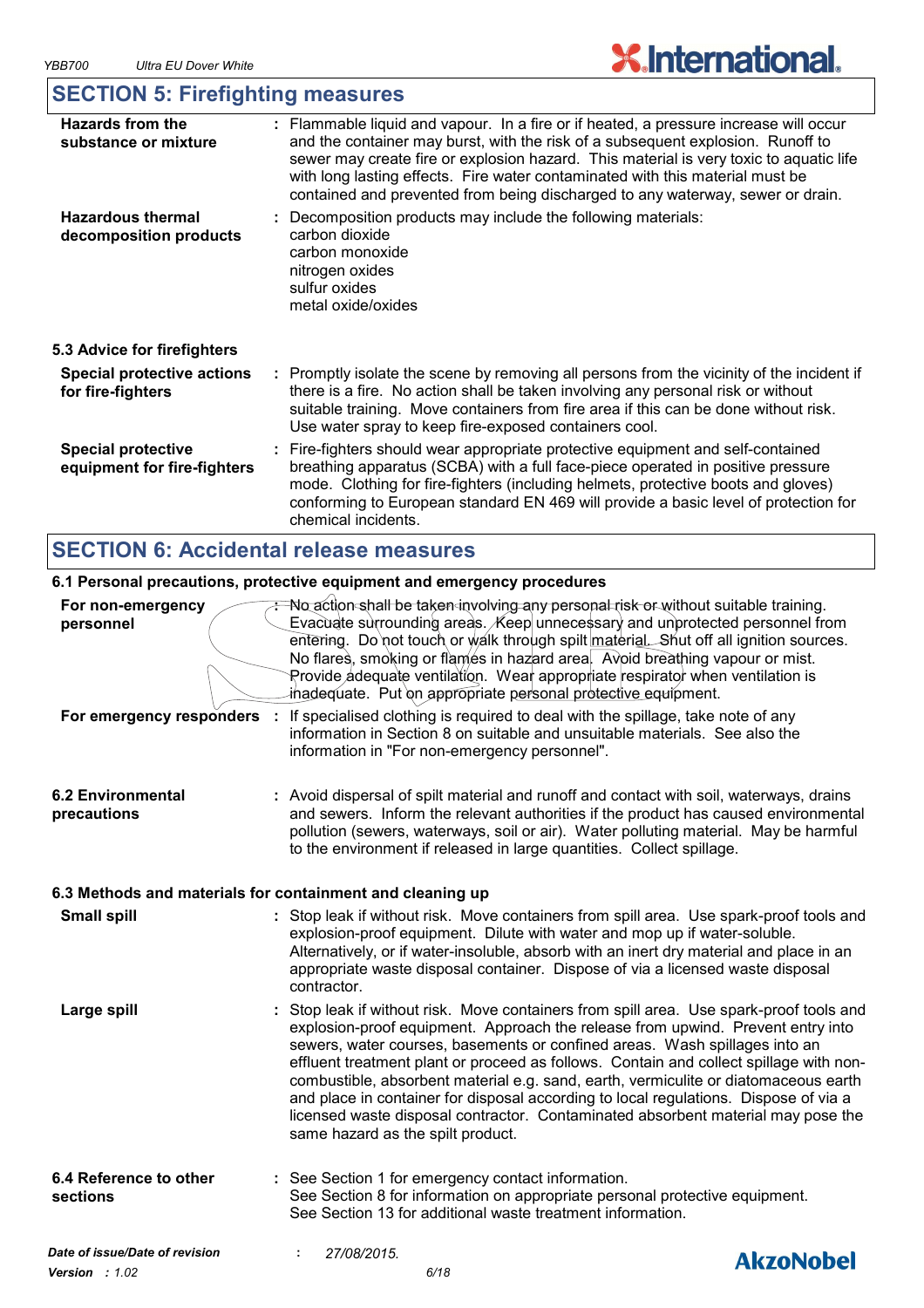## SECTION 5: Firefighting measures

| | |
|---|---|
| **Hazards from the substance or mixture** | : Flammable liquid and vapour. In a fire or if heated, a pressure increase will occur and the container may burst, with the risk of a subsequent explosion. Runoff to sewer may create fire or explosion hazard. This material is very toxic to aquatic life with long lasting effects. Fire water contaminated with this material must be contained and prevented from being discharged to any waterway, sewer or drain. |
| **Hazardous thermal decomposition products** | : Decomposition products may include the following materials: carbon dioxide carbon monoxide nitrogen oxides sulfur oxides metal oxide/oxides |

### 5.3 Advice for firefighters

| | |
|---|---|
| **Special protective actions for fire-fighters** | : Promptly isolate the scene by removing all persons from the vicinity of the incident if there is a fire. No action shall be taken involving any personal risk or without suitable training. Move containers from fire area if this can be done without risk. Use water spray to keep fire-exposed containers cool. |
| **Special protective equipment for fire-fighters** | : Fire-fighters should wear appropriate protective equipment and self-contained breathing apparatus (SCBA) with a full face-piece operated in positive pressure mode. Clothing for fire-fighters (including helmets, protective boots and gloves) conforming to European standard EN 469 will provide a basic level of protection for chemical incidents. |

## SECTION 6: Accidental release measures

### 6.1 Personal precautions, protective equipment and emergency procedures

| | |
|---|---|
| **For non-emergency personnel** | : No action shall be taken involving any personal risk or without suitable training. Evacuate surrounding areas. Keep unnecessary and unprotected personnel from entering. Do not touch or walk through spilt material. Shut off all ignition sources. No flares, smoking or flames in hazard area. Avoid breathing vapour or mist. Provide adequate ventilation. Wear appropriate respirator when ventilation is inadequate. Put on appropriate personal protective equipment. |
| **For emergency responders** | : If specialised clothing is required to deal with the spillage, take note of any information in Section 8 on suitable and unsuitable materials. See also the information in "For non-emergency personnel". |

| | |
|---|---|
| **6.2 Environmental precautions** | : Avoid dispersal of spilt material and runoff and contact with soil, waterways, drains and sewers. Inform the relevant authorities if the product has caused environmental pollution (sewers, waterways, soil or air). Water polluting material. May be harmful to the environment if released in large quantities. Collect spillage. |

### 6.3 Methods and materials for containment and cleaning up

| | |
|---|---|
| **Small spill** | : Stop leak if without risk. Move containers from spill area. Use spark-proof tools and explosion-proof equipment. Dilute with water and mop up if water-soluble. Alternatively, or if water-insoluble, absorb with an inert dry material and place in an appropriate waste disposal container. Dispose of via a licensed waste disposal contractor. |
| **Large spill** | : Stop leak if without risk. Move containers from spill area. Use spark-proof tools and explosion-proof equipment. Approach the release from upwind. Prevent entry into sewers, water courses, basements or confined areas. Wash spillages into an effluent treatment plant or proceed as follows. Contain and collect spillage with non-combustible, absorbent material e.g. sand, earth, vermiculite or diatomaceous earth and place in container for disposal according to local regulations. Dispose of via a licensed waste disposal contractor. Contaminated absorbent material may pose the same hazard as the spilt product. |

| | |
|---|---|
| **6.4 Reference to other sections** | : See Section 1 for emergency contact information. See Section 8 for information on appropriate personal protective equipment. See Section 13 for additional waste treatment information. |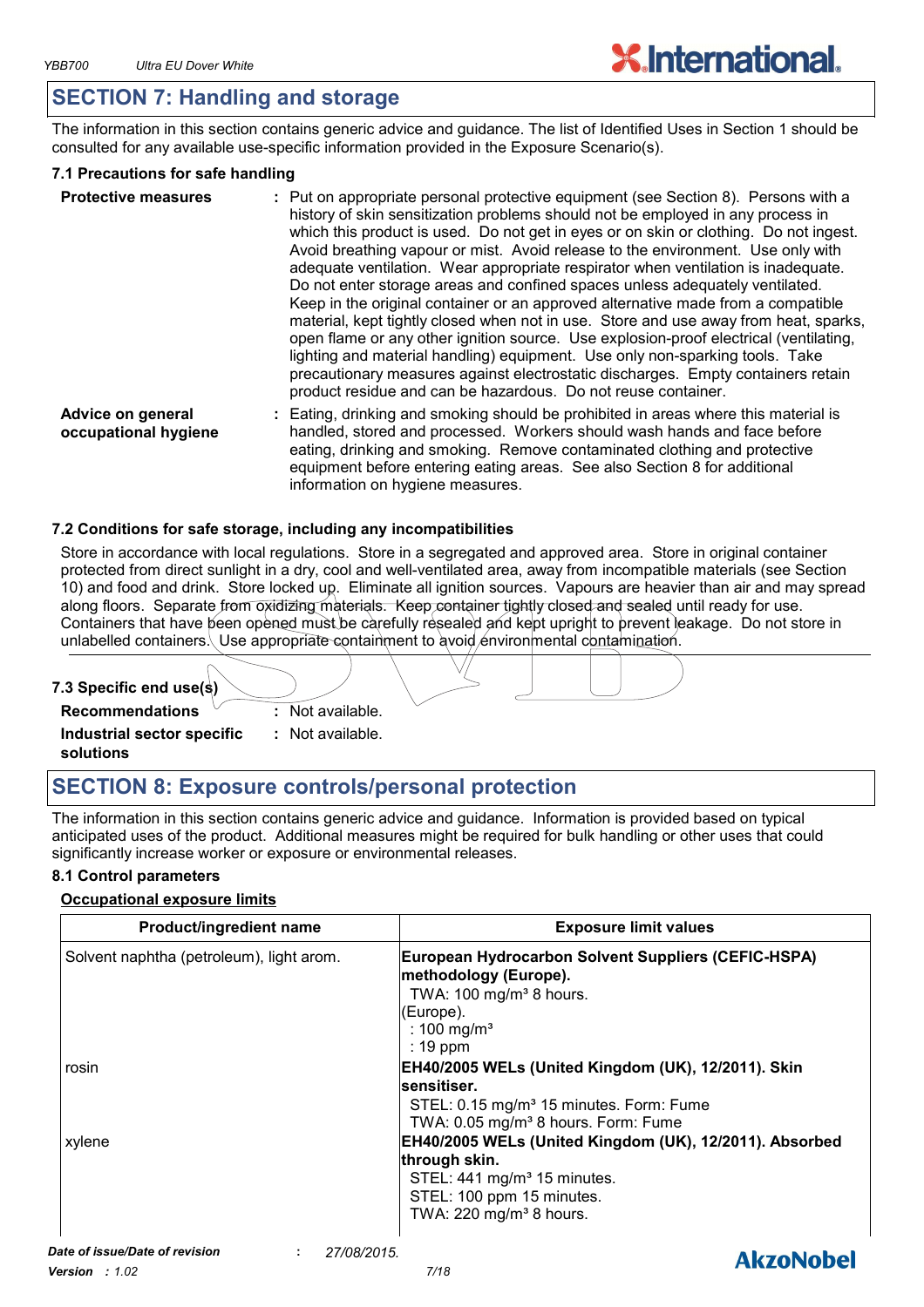## SECTION 7: Handling and storage

The information in this section contains generic advice and guidance. The list of Identified Uses in Section 1 should be consulted for any available use-specific information provided in the Exposure Scenario(s).

### 7.1 Precautions for safe handling

**Protective measures** : Put on appropriate personal protective equipment (see Section 8). Persons with a history of skin sensitization problems should not be employed in any process in which this product is used. Do not get in eyes or on skin or clothing. Do not ingest. Avoid breathing vapour or mist. Avoid release to the environment. Use only with adequate ventilation. Wear appropriate respirator when ventilation is inadequate. Do not enter storage areas and confined spaces unless adequately ventilated. Keep in the original container or an approved alternative made from a compatible material, kept tightly closed when not in use. Store and use away from heat, sparks, open flame or any other ignition source. Use explosion-proof electrical (ventilating, lighting and material handling) equipment. Use only non-sparking tools. Take precautionary measures against electrostatic discharges. Empty containers retain product residue and can be hazardous. Do not reuse container.

**Advice on general occupational hygiene** : Eating, drinking and smoking should be prohibited in areas where this material is handled, stored and processed. Workers should wash hands and face before eating, drinking and smoking. Remove contaminated clothing and protective equipment before entering eating areas. See also Section 8 for additional information on hygiene measures.

### 7.2 Conditions for safe storage, including any incompatibilities

Store in accordance with local regulations. Store in a segregated and approved area. Store in original container protected from direct sunlight in a dry, cool and well-ventilated area, away from incompatible materials (see Section 10) and food and drink. Store locked up. Eliminate all ignition sources. Vapours are heavier than air and may spread along floors. Separate from oxidizing materials. Keep container tightly closed and sealed until ready for use. Containers that have been opened must be carefully resealed and kept upright to prevent leakage. Do not store in unlabelled containers. Use appropriate containment to avoid environmental contamination.

### 7.3 Specific end use(s)

**Recommendations** : Not available.

**Industrial sector specific solutions** : Not available.

## SECTION 8: Exposure controls/personal protection

The information in this section contains generic advice and guidance. Information is provided based on typical anticipated uses of the product. Additional measures might be required for bulk handling or other uses that could significantly increase worker or exposure or environmental releases.

### 8.1 Control parameters

**Occupational exposure limits**

| Product/ingredient name | Exposure limit values |
|---|---|
| Solvent naphtha (petroleum), light arom. | **European Hydrocarbon Solvent Suppliers (CEFIC-HSPA) methodology (Europe).**<br>TWA: 100 mg/m³ 8 hours.<br>(Europe).<br>: 100 mg/m³<br>: 19 ppm |
| rosin | **EH40/2005 WELs (United Kingdom (UK), 12/2011). Skin sensitiser.**<br>STEL: 0.15 mg/m³ 15 minutes. Form: Fume<br>TWA: 0.05 mg/m³ 8 hours. Form: Fume |
| xylene | **EH40/2005 WELs (United Kingdom (UK), 12/2011). Absorbed through skin.**<br>STEL: 441 mg/m³ 15 minutes.<br>STEL: 100 ppm 15 minutes.<br>TWA: 220 mg/m³ 8 hours. |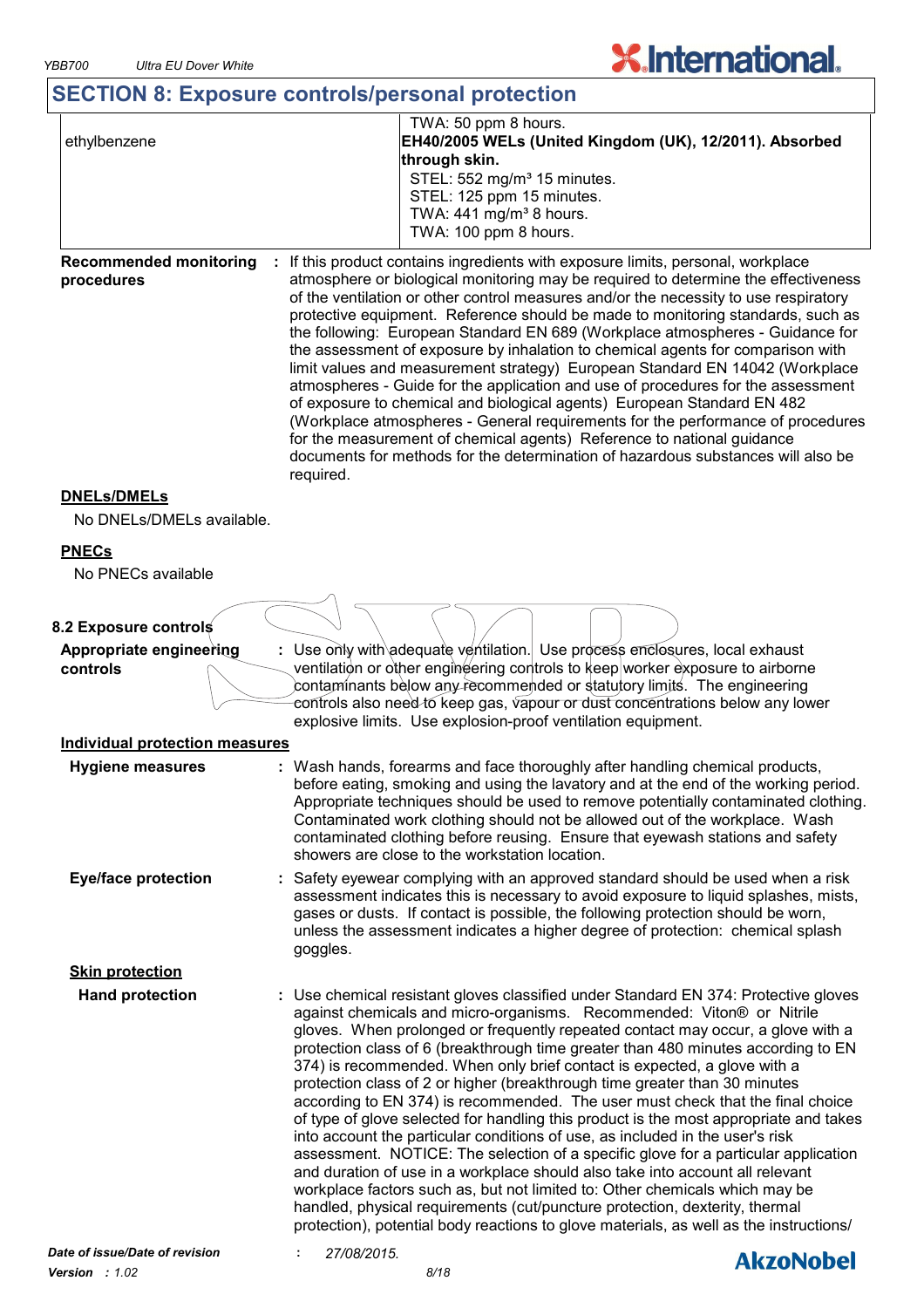## SECTION 8: Exposure controls/personal protection

| | |
|---|---|
| ethylbenzene | TWA: 50 ppm 8 hours.<br>**EH40/2005 WELs (United Kingdom (UK), 12/2011). Absorbed through skin.**<br>STEL: 552 mg/m³ 15 minutes.<br>STEL: 125 ppm 15 minutes.<br>TWA: 441 mg/m³ 8 hours.<br>TWA: 100 ppm 8 hours. |

**Recommended monitoring procedures** : If this product contains ingredients with exposure limits, personal, workplace atmosphere or biological monitoring may be required to determine the effectiveness of the ventilation or other control measures and/or the necessity to use respiratory protective equipment. Reference should be made to monitoring standards, such as the following: European Standard EN 689 (Workplace atmospheres - Guidance for the assessment of exposure by inhalation to chemical agents for comparison with limit values and measurement strategy) European Standard EN 14042 (Workplace atmospheres - Guide for the application and use of procedures for the assessment of exposure to chemical and biological agents) European Standard EN 482 (Workplace atmospheres - General requirements for the performance of procedures for the measurement of chemical agents) Reference to national guidance documents for methods for the determination of hazardous substances will also be required.

**DNELs/DMELs**

No DNELs/DMELs available.

**PNECs**

No PNECs available

### 8.2 Exposure controls

**Appropriate engineering controls** : Use only with adequate ventilation. Use process enclosures, local exhaust ventilation or other engineering controls to keep worker exposure to airborne contaminants below any recommended or statutory limits. The engineering controls also need to keep gas, vapour or dust concentrations below any lower explosive limits. Use explosion-proof ventilation equipment.

**Individual protection measures**

**Hygiene measures** : Wash hands, forearms and face thoroughly after handling chemical products, before eating, smoking and using the lavatory and at the end of the working period. Appropriate techniques should be used to remove potentially contaminated clothing. Contaminated work clothing should not be allowed out of the workplace. Wash contaminated clothing before reusing. Ensure that eyewash stations and safety showers are close to the workstation location.

**Eye/face protection** : Safety eyewear complying with an approved standard should be used when a risk assessment indicates this is necessary to avoid exposure to liquid splashes, mists, gases or dusts. If contact is possible, the following protection should be worn, unless the assessment indicates a higher degree of protection: chemical splash goggles.

**Skin protection**

**Hand protection** : Use chemical resistant gloves classified under Standard EN 374: Protective gloves against chemicals and micro-organisms. Recommended: Viton® or Nitrile gloves. When prolonged or frequently repeated contact may occur, a glove with a protection class of 6 (breakthrough time greater than 480 minutes according to EN 374) is recommended. When only brief contact is expected, a glove with a protection class of 2 or higher (breakthrough time greater than 30 minutes according to EN 374) is recommended. The user must check that the final choice of type of glove selected for handling this product is the most appropriate and takes into account the particular conditions of use, as included in the user's risk assessment. NOTICE: The selection of a specific glove for a particular application and duration of use in a workplace should also take into account all relevant workplace factors such as, but not limited to: Other chemicals which may be handled, physical requirements (cut/puncture protection, dexterity, thermal protection), potential body reactions to glove materials, as well as the instructions/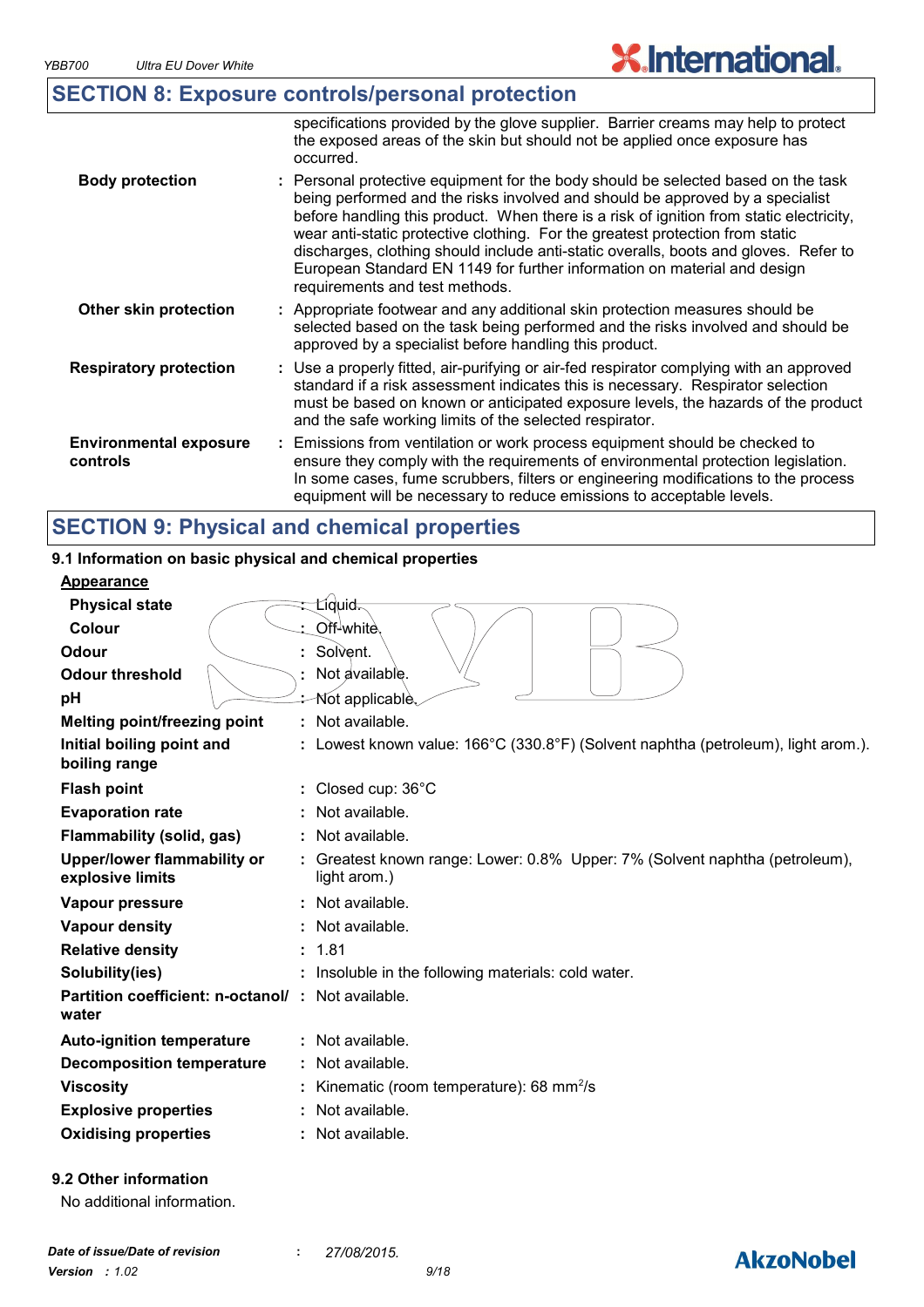## SECTION 8: Exposure controls/personal protection

specifications provided by the glove supplier. Barrier creams may help to protect the exposed areas of the skin but should not be applied once exposure has occurred.

| | |
|---|---|
| **Body protection** | : Personal protective equipment for the body should be selected based on the task being performed and the risks involved and should be approved by a specialist before handling this product. When there is a risk of ignition from static electricity, wear anti-static protective clothing. For the greatest protection from static discharges, clothing should include anti-static overalls, boots and gloves. Refer to European Standard EN 1149 for further information on material and design requirements and test methods. |
| **Other skin protection** | : Appropriate footwear and any additional skin protection measures should be selected based on the task being performed and the risks involved and should be approved by a specialist before handling this product. |
| **Respiratory protection** | : Use a properly fitted, air-purifying or air-fed respirator complying with an approved standard if a risk assessment indicates this is necessary. Respirator selection must be based on known or anticipated exposure levels, the hazards of the product and the safe working limits of the selected respirator. |
| **Environmental exposure controls** | : Emissions from ventilation or work process equipment should be checked to ensure they comply with the requirements of environmental protection legislation. In some cases, fume scrubbers, filters or engineering modifications to the process equipment will be necessary to reduce emissions to acceptable levels. |

## SECTION 9: Physical and chemical properties

### 9.1 Information on basic physical and chemical properties

**Appearance**

| | |
|---|---|
| **Physical state** | : Liquid. |
| **Colour** | : Off-white. |
| **Odour** | : Solvent. |
| **Odour threshold** | : Not available. |
| **pH** | : Not applicable. |
| **Melting point/freezing point** | : Not available. |
| **Initial boiling point and boiling range** | : Lowest known value: 166°C (330.8°F) (Solvent naphtha (petroleum), light arom.). |
| **Flash point** | : Closed cup: 36°C |
| **Evaporation rate** | : Not available. |
| **Flammability (solid, gas)** | : Not available. |
| **Upper/lower flammability or explosive limits** | : Greatest known range: Lower: 0.8% Upper: 7% (Solvent naphtha (petroleum), light arom.) |
| **Vapour pressure** | : Not available. |
| **Vapour density** | : Not available. |
| **Relative density** | : 1.81 |
| **Solubility(ies)** | : Insoluble in the following materials: cold water. |
| **Partition coefficient: n-octanol/ water** | : Not available. |
| **Auto-ignition temperature** | : Not available. |
| **Decomposition temperature** | : Not available. |
| **Viscosity** | : Kinematic (room temperature): 68 $mm^2/s$ |
| **Explosive properties** | : Not available. |
| **Oxidising properties** | : Not available. |

### 9.2 Other information

No additional information.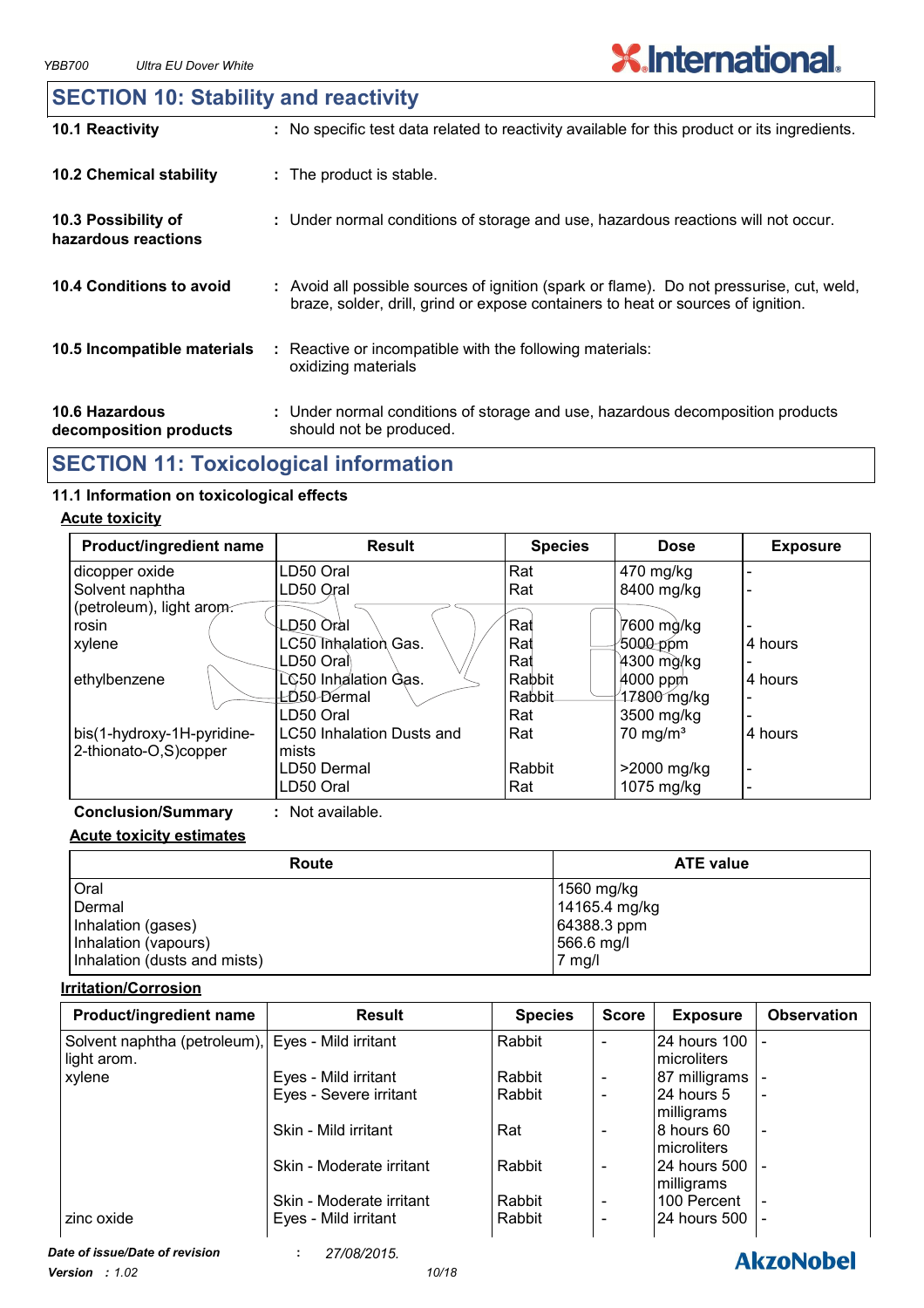## SECTION 10: Stability and reactivity

**10.1 Reactivity** : No specific test data related to reactivity available for this product or its ingredients.

**10.2 Chemical stability** : The product is stable.

**10.3 Possibility of hazardous reactions** : Under normal conditions of storage and use, hazardous reactions will not occur.

**10.4 Conditions to avoid** : Avoid all possible sources of ignition (spark or flame). Do not pressurise, cut, weld, braze, solder, drill, grind or expose containers to heat or sources of ignition.

**10.5 Incompatible materials** : Reactive or incompatible with the following materials: oxidizing materials

**10.6 Hazardous decomposition products** : Under normal conditions of storage and use, hazardous decomposition products should not be produced.

## SECTION 11: Toxicological information

### 11.1 Information on toxicological effects

**Acute toxicity**

| Product/ingredient name | Result | Species | Dose | Exposure |
|---|---|---|---|---|
| dicopper oxide | LD50 Oral | Rat | 470 mg/kg | - |
| Solvent naphtha (petroleum), light arom. | LD50 Oral | Rat | 8400 mg/kg | - |
| rosin | LD50 Oral | Rat | 7600 mg/kg | - |
| xylene | LC50 Inhalation Gas. | Rat | 5000 ppm | 4 hours |
| | LD50 Oral | Rat | 4300 mg/kg | - |
| ethylbenzene | LC50 Inhalation Gas. | Rabbit | 4000 ppm | 4 hours |
| | LD50 Dermal | Rabbit | 17800 mg/kg | - |
| | LD50 Oral | Rat | 3500 mg/kg | - |
| bis(1-hydroxy-1H-pyridine-2-thionato-O,S)copper | LC50 Inhalation Dusts and mists | Rat | 70 mg/m³ | 4 hours |
| | LD50 Dermal | Rabbit | >2000 mg/kg | - |
| | LD50 Oral | Rat | 1075 mg/kg | - |

**Conclusion/Summary** : Not available.

**Acute toxicity estimates**

| Route | ATE value |
|---|---|
| Oral | 1560 mg/kg |
| Dermal | 14165.4 mg/kg |
| Inhalation (gases) | 64388.3 ppm |
| Inhalation (vapours) | 566.6 mg/l |
| Inhalation (dusts and mists) | 7 mg/l |

**Irritation/Corrosion**

| Product/ingredient name | Result | Species | Score | Exposure | Observation |
|---|---|---|---|---|---|
| Solvent naphtha (petroleum), light arom. | Eyes - Mild irritant | Rabbit | - | 24 hours 100 microliters | - |
| xylene | Eyes - Mild irritant | Rabbit | - | 87 milligrams | - |
| | Eyes - Severe irritant | Rabbit | - | 24 hours 5 milligrams | - |
| | Skin - Mild irritant | Rat | - | 8 hours 60 microliters | - |
| | Skin - Moderate irritant | Rabbit | - | 24 hours 500 milligrams | - |
| | Skin - Moderate irritant | Rabbit | - | 100 Percent | - |
| zinc oxide | Eyes - Mild irritant | Rabbit | - | 24 hours 500 | - |

*Date of issue/Date of revision* : *27/08/2015.*

*Version* : *1.02*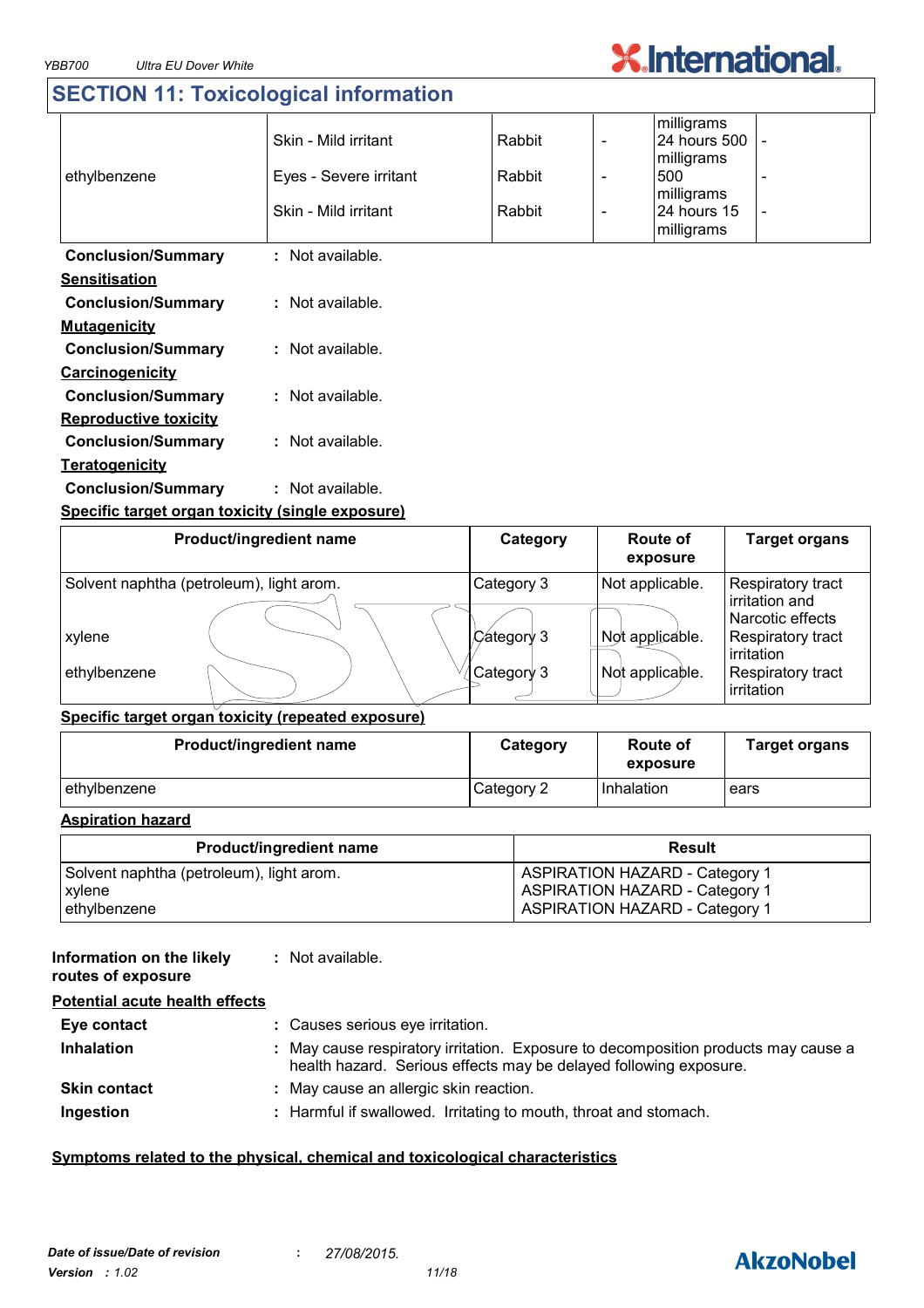## SECTION 11: Toxicological information

| | | | | | |
|---|---|---|---|---|---|
| ethylbenzene | Skin - Mild irritant | Rabbit | - | milligrams<br>24 hours 500 milligrams | - |
| | Eyes - Severe irritant | Rabbit | - | 500 milligrams | - |
| | Skin - Mild irritant | Rabbit | - | 24 hours 15 milligrams | - |

**Conclusion/Summary** : Not available.

**Sensitisation**

**Conclusion/Summary** : Not available.

**Mutagenicity**

**Conclusion/Summary** : Not available.

**Carcinogenicity**

**Conclusion/Summary** : Not available.

**Reproductive toxicity**

**Conclusion/Summary** : Not available.

**Teratogenicity**

**Conclusion/Summary** : Not available.

**Specific target organ toxicity (single exposure)**

| Product/ingredient name | Category | Route of exposure | Target organs |
|---|---|---|---|
| Solvent naphtha (petroleum), light arom. | Category 3 | Not applicable. | Respiratory tract irritation and Narcotic effects |
| xylene | Category 3 | Not applicable. | Respiratory tract irritation |
| ethylbenzene | Category 3 | Not applicable. | Respiratory tract irritation |

**Specific target organ toxicity (repeated exposure)**

| Product/ingredient name | Category | Route of exposure | Target organs |
|---|---|---|---|
| ethylbenzene | Category 2 | Inhalation | ears |

**Aspiration hazard**

| Product/ingredient name | Result |
|---|---|
| Solvent naphtha (petroleum), light arom. | ASPIRATION HAZARD - Category 1 |
| xylene | ASPIRATION HAZARD - Category 1 |
| ethylbenzene | ASPIRATION HAZARD - Category 1 |

**Information on the likely routes of exposure** : Not available.

**Potential acute health effects**

**Eye contact** : Causes serious eye irritation.

**Inhalation** : May cause respiratory irritation. Exposure to decomposition products may cause a health hazard. Serious effects may be delayed following exposure.

**Skin contact** : May cause an allergic skin reaction.

**Ingestion** : Harmful if swallowed. Irritating to mouth, throat and stomach.

**Symptoms related to the physical, chemical and toxicological characteristics**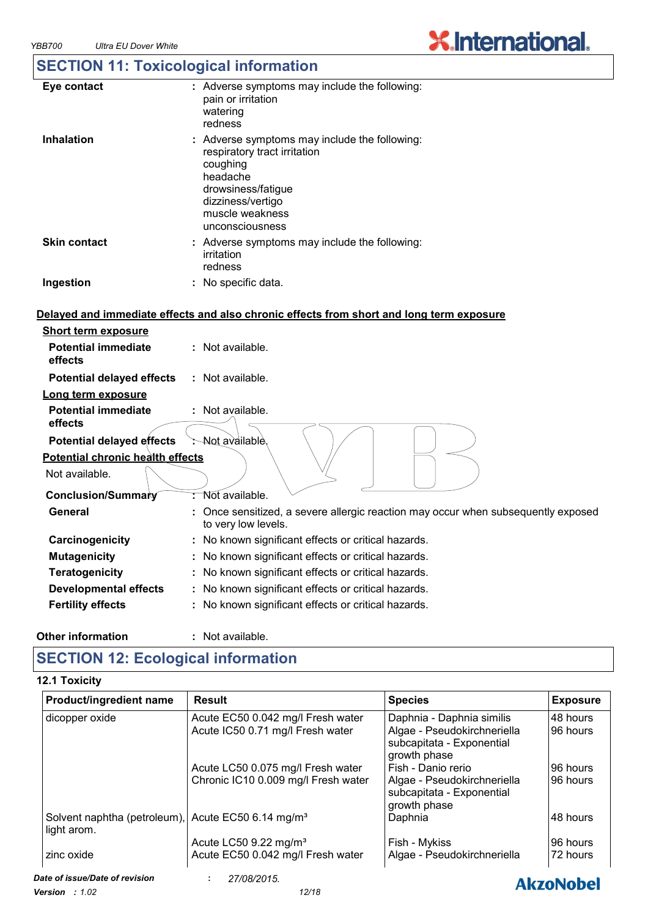## SECTION 11: Toxicological information

| | | |
|---|---|---|
| **Eye contact** | : | Adverse symptoms may include the following: pain or irritation, watering, redness |
| **Inhalation** | : | Adverse symptoms may include the following: respiratory tract irritation, coughing, headache, drowsiness/fatigue, dizziness/vertigo, muscle weakness, unconsciousness |
| **Skin contact** | : | Adverse symptoms may include the following: irritation, redness |
| **Ingestion** | : | No specific data. |

**Delayed and immediate effects and also chronic effects from short and long term exposure**

**Short term exposure**

**Potential immediate effects** : Not available.

**Potential delayed effects** : Not available.

**Long term exposure**

**Potential immediate effects** : Not available.

**Potential delayed effects** : Not available.

**Potential chronic health effects**

Not available.

| | | |
|---|---|---|
| **Conclusion/Summary** | : | Not available. |
| **General** | : | Once sensitized, a severe allergic reaction may occur when subsequently exposed to very low levels. |
| **Carcinogenicity** | : | No known significant effects or critical hazards. |
| **Mutagenicity** | : | No known significant effects or critical hazards. |
| **Teratogenicity** | : | No known significant effects or critical hazards. |
| **Developmental effects** | : | No known significant effects or critical hazards. |
| **Fertility effects** | : | No known significant effects or critical hazards. |

**Other information** : Not available.

## SECTION 12: Ecological information

### 12.1 Toxicity

| Product/ingredient name | Result | Species | Exposure |
|---|---|---|---|
| dicopper oxide | Acute EC50 0.042 mg/l Fresh water | Daphnia - Daphnia similis | 48 hours |
| | Acute IC50 0.71 mg/l Fresh water | Algae - Pseudokirchneriella subcapitata - Exponential growth phase | 96 hours |
| | Acute LC50 0.075 mg/l Fresh water | Fish - Danio rerio | 96 hours |
| | Chronic IC10 0.009 mg/l Fresh water | Algae - Pseudokirchneriella subcapitata - Exponential growth phase | 96 hours |
| Solvent naphtha (petroleum), light arom. | Acute EC50 6.14 mg/m³ | Daphnia | 48 hours |
| | Acute LC50 9.22 mg/m³ | Fish - Mykiss | 96 hours |
| zinc oxide | Acute EC50 0.042 mg/l Fresh water | Algae - Pseudokirchneriella | 72 hours |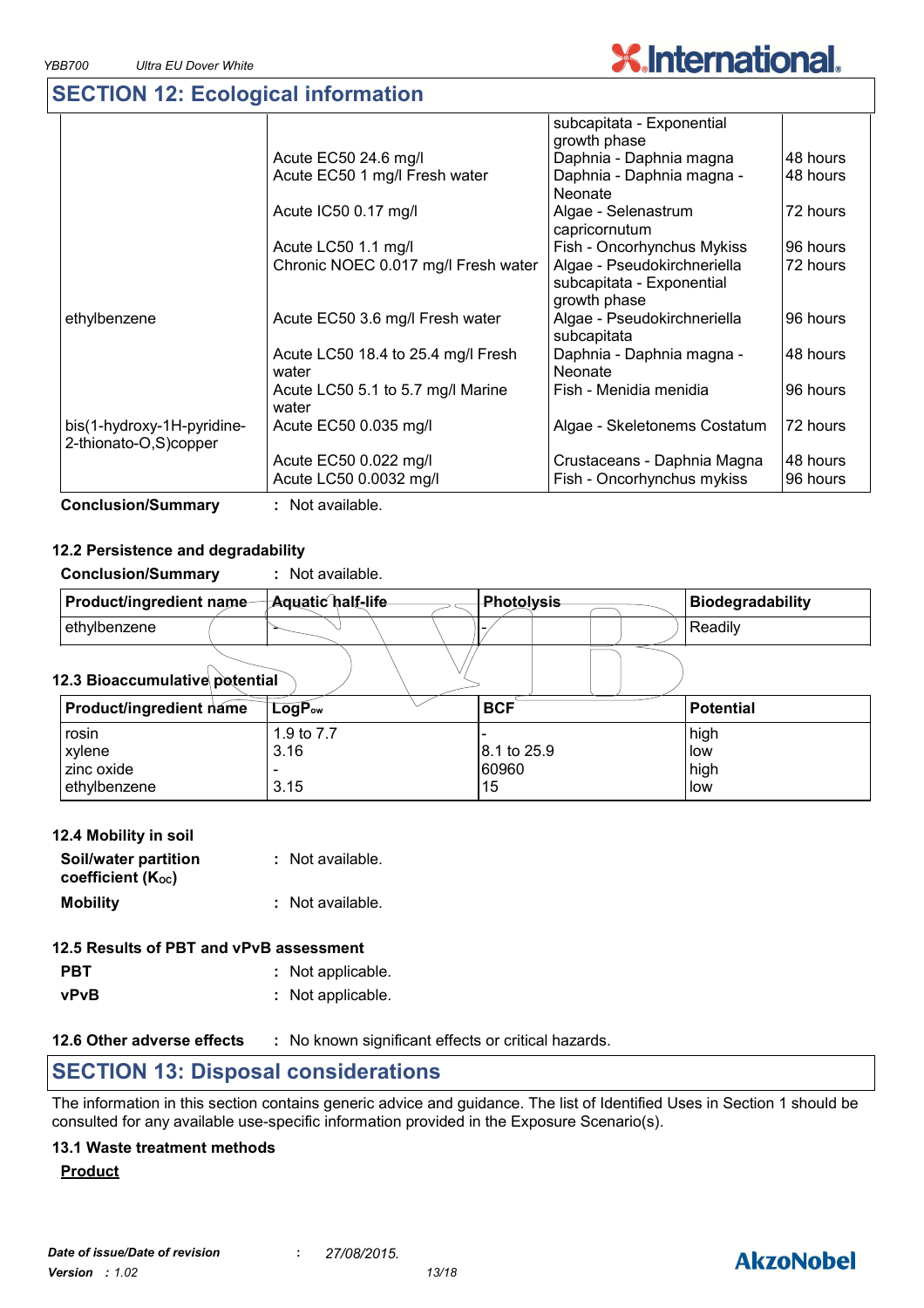## SECTION 12: Ecological information

| | | | |
|---|---|---|---|
| | | subcapitata - Exponential growth phase | |
| | Acute EC50 24.6 mg/l | Daphnia - Daphnia magna | 48 hours |
| | Acute EC50 1 mg/l Fresh water | Daphnia - Daphnia magna - Neonate | 48 hours |
| | Acute IC50 0.17 mg/l | Algae - Selenastrum capricornutum | 72 hours |
| | Acute LC50 1.1 mg/l | Fish - Oncorhynchus Mykiss | 96 hours |
| | Chronic NOEC 0.017 mg/l Fresh water | Algae - Pseudokirchneriella subcapitata - Exponential growth phase | 72 hours |
| ethylbenzene | Acute EC50 3.6 mg/l Fresh water | Algae - Pseudokirchneriella subcapitata | 96 hours |
| | Acute LC50 18.4 to 25.4 mg/l Fresh water | Daphnia - Daphnia magna - Neonate | 48 hours |
| | Acute LC50 5.1 to 5.7 mg/l Marine water | Fish - Menidia menidia | 96 hours |
| bis(1-hydroxy-1H-pyridine-2-thionato-O,S)copper | Acute EC50 0.035 mg/l | Algae - Skeletonems Costatum | 72 hours |
| | Acute EC50 0.022 mg/l | Crustaceans - Daphnia Magna | 48 hours |
| | Acute LC50 0.0032 mg/l | Fish - Oncorhynchus mykiss | 96 hours |

**Conclusion/Summary** : Not available.

### 12.2 Persistence and degradability

**Conclusion/Summary** : Not available.

| Product/ingredient name | Aquatic half-life | Photolysis | Biodegradability |
|---|---|---|---|
| ethylbenzene | - | - | Readily |

### 12.3 Bioaccumulative potential

| Product/ingredient name | $LogP_{ow}$ | BCF | Potential |
|---|---|---|---|
| rosin | 1.9 to 7.7 | - | high |
| xylene | 3.16 | 8.1 to 25.9 | low |
| zinc oxide | - | 60960 | high |
| ethylbenzene | 3.15 | 15 | low |

### 12.4 Mobility in soil

**Soil/water partition coefficient ($K_{oc}$)** : Not available.

**Mobility** : Not available.

### 12.5 Results of PBT and vPvB assessment

**PBT** : Not applicable.

**vPvB** : Not applicable.

**12.6 Other adverse effects** : No known significant effects or critical hazards.

## SECTION 13: Disposal considerations

The information in this section contains generic advice and guidance. The list of Identified Uses in Section 1 should be consulted for any available use-specific information provided in the Exposure Scenario(s).

### 13.1 Waste treatment methods

**Product**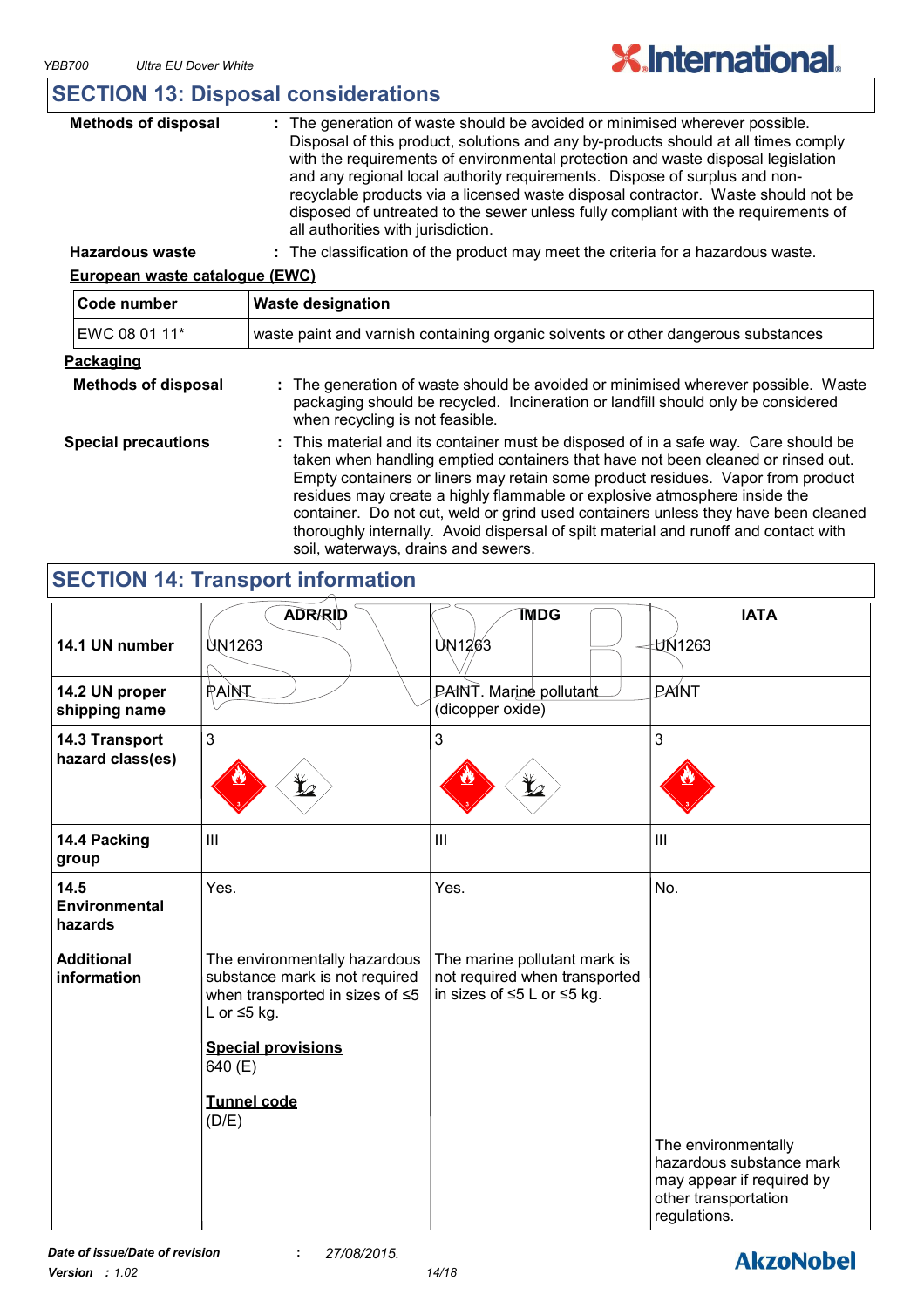## SECTION 13: Disposal considerations

**Methods of disposal** : The generation of waste should be avoided or minimised wherever possible. Disposal of this product, solutions and any by-products should at all times comply with the requirements of environmental protection and waste disposal legislation and any regional local authority requirements. Dispose of surplus and non-recyclable products via a licensed waste disposal contractor. Waste should not be disposed of untreated to the sewer unless fully compliant with the requirements of all authorities with jurisdiction.

**Hazardous waste** : The classification of the product may meet the criteria for a hazardous waste.

**European waste catalogue (EWC)**

| Code number | Waste designation |
|---|---|
| EWC 08 01 11* | waste paint and varnish containing organic solvents or other dangerous substances |

**Packaging**

**Methods of disposal** : The generation of waste should be avoided or minimised wherever possible. Waste packaging should be recycled. Incineration or landfill should only be considered when recycling is not feasible.

**Special precautions** : This material and its container must be disposed of in a safe way. Care should be taken when handling emptied containers that have not been cleaned or rinsed out. Empty containers or liners may retain some product residues. Vapor from product residues may create a highly flammable or explosive atmosphere inside the container. Do not cut, weld or grind used containers unless they have been cleaned thoroughly internally. Avoid dispersal of spilt material and runoff and contact with soil, waterways, drains and sewers.

## SECTION 14: Transport information

| | ADR/RID | IMDG | IATA |
|---|---|---|---|
| **14.1 UN number** | UN1263 | UN1263 | UN1263 |
| **14.2 UN proper shipping name** | PAINT | PAINT. Marine pollutant (dicopper oxide) | PAINT |
| **14.3 Transport hazard class(es)** | 3 | 3 | 3 |
| **14.4 Packing group** | III | III | III |
| **14.5 Environmental hazards** | Yes. | Yes. | No. |
| **Additional information** | The environmentally hazardous substance mark is not required when transported in sizes of ≤5 L or ≤5 kg.<br><br>**Special provisions**<br>640 (E)<br><br>**Tunnel code**<br>(D/E) | The marine pollutant mark is not required when transported in sizes of ≤5 L or ≤5 kg. | The environmentally hazardous substance mark may appear if required by other transportation regulations. |

*Date of issue/Date of revision* : *27/08/2015.*
*Version* : *1.02*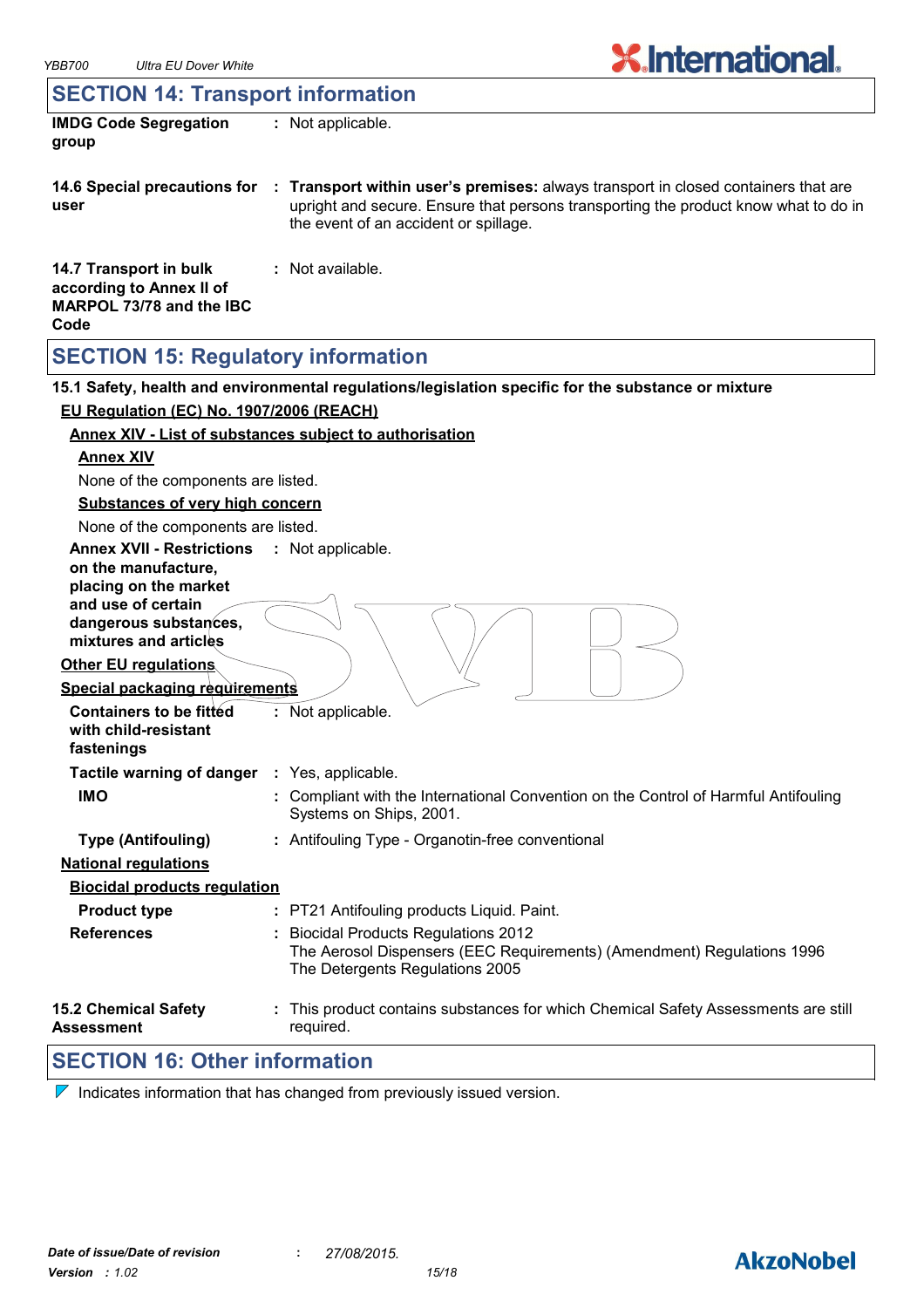## SECTION 14: Transport information

**IMDG Code Segregation group** : Not applicable.

**14.6 Special precautions for user** : **Transport within user's premises:** always transport in closed containers that are upright and secure. Ensure that persons transporting the product know what to do in the event of an accident or spillage.

**14.7 Transport in bulk according to Annex II of MARPOL 73/78 and the IBC Code** : Not available.

## SECTION 15: Regulatory information

**15.1 Safety, health and environmental regulations/legislation specific for the substance or mixture**

**EU Regulation (EC) No. 1907/2006 (REACH)**

**Annex XIV - List of substances subject to authorisation**

**Annex XIV**

None of the components are listed.

**Substances of very high concern**

None of the components are listed.

**Annex XVII - Restrictions on the manufacture, placing on the market and use of certain dangerous substances, mixtures and articles** : Not applicable.

**Other EU regulations**

**Special packaging requirements**

**Containers to be fitted with child-resistant fastenings** : Not applicable.

**Tactile warning of danger** : Yes, applicable.

**IMO** : Compliant with the International Convention on the Control of Harmful Antifouling Systems on Ships, 2001.

**Type (Antifouling)** : Antifouling Type - Organotin-free conventional

**National regulations**

**Biocidal products regulation**

**Product type** : PT21 Antifouling products Liquid. Paint.

**References** : Biocidal Products Regulations 2012
The Aerosol Dispensers (EEC Requirements) (Amendment) Regulations 1996
The Detergents Regulations 2005

**15.2 Chemical Safety Assessment** : This product contains substances for which Chemical Safety Assessments are still required.

## SECTION 16: Other information

Indicates information that has changed from previously issued version.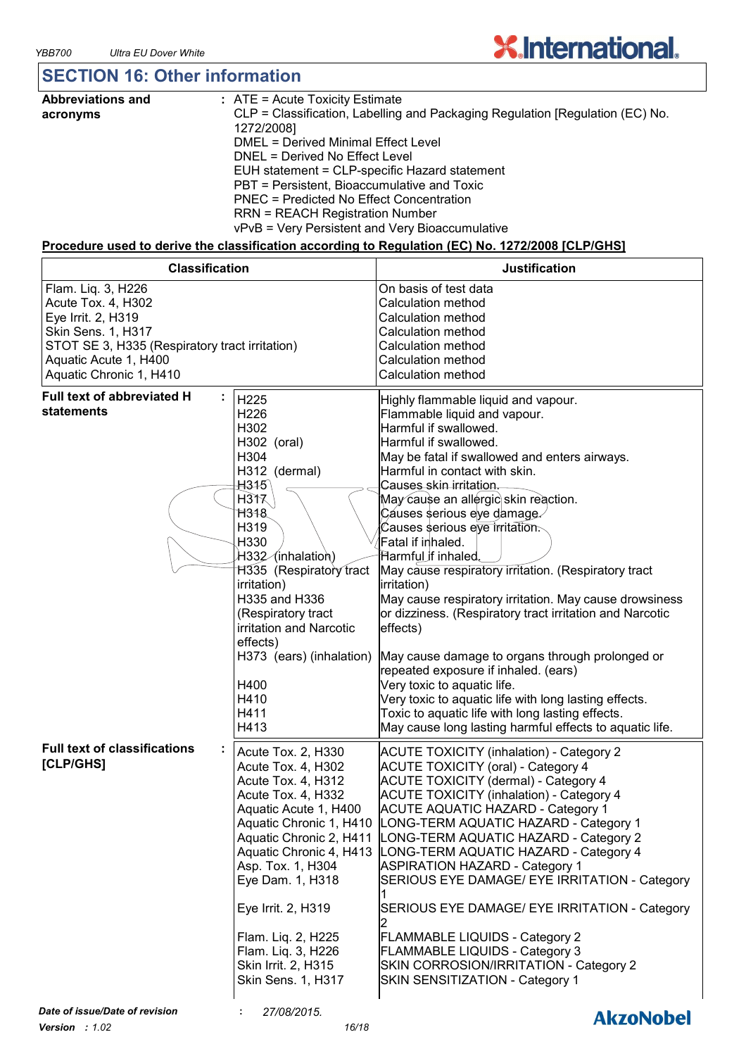## SECTION 16: Other information

**Abbreviations and acronyms** :
ATE = Acute Toxicity Estimate
CLP = Classification, Labelling and Packaging Regulation [Regulation (EC) No. 1272/2008]
DMEL = Derived Minimal Effect Level
DNEL = Derived No Effect Level
EUH statement = CLP-specific Hazard statement
PBT = Persistent, Bioaccumulative and Toxic
PNEC = Predicted No Effect Concentration
RRN = REACH Registration Number
vPvB = Very Persistent and Very Bioaccumulative

**Procedure used to derive the classification according to Regulation (EC) No. 1272/2008 [CLP/GHS]**

| Classification | Justification |
|---|---|
| Flam. Liq. 3, H226 | On basis of test data |
| Acute Tox. 4, H302 | Calculation method |
| Eye Irrit. 2, H319 | Calculation method |
| Skin Sens. 1, H317 | Calculation method |
| STOT SE 3, H335 (Respiratory tract irritation) | Calculation method |
| Aquatic Acute 1, H400 | Calculation method |
| Aquatic Chronic 1, H410 | Calculation method |

**Full text of abbreviated H statements** :

| | |
|---|---|
| H225 | Highly flammable liquid and vapour. |
| H226 | Flammable liquid and vapour. |
| H302 | Harmful if swallowed. |
| H302 (oral) | Harmful if swallowed. |
| H304 | May be fatal if swallowed and enters airways. |
| H312 (dermal) | Harmful in contact with skin. |
| H315 | Causes skin irritation. |
| H317 | May cause an allergic skin reaction. |
| H318 | Causes serious eye damage. |
| H319 | Causes serious eye irritation. |
| H330 | Fatal if inhaled. |
| H332 (inhalation) | Harmful if inhaled. |
| H335 (Respiratory tract irritation) | May cause respiratory irritation. (Respiratory tract irritation) |
| H335 and H336 (Respiratory tract irritation and Narcotic effects) | May cause respiratory irritation. May cause drowsiness or dizziness. (Respiratory tract irritation and Narcotic effects) |
| H373 (ears) (inhalation) | May cause damage to organs through prolonged or repeated exposure if inhaled. (ears) |
| H400 | Very toxic to aquatic life. |
| H410 | Very toxic to aquatic life with long lasting effects. |
| H411 | Toxic to aquatic life with long lasting effects. |
| H413 | May cause long lasting harmful effects to aquatic life. |

**Full text of classifications [CLP/GHS]** :

| | |
|---|---|
| Acute Tox. 2, H330 | ACUTE TOXICITY (inhalation) - Category 2 |
| Acute Tox. 4, H302 | ACUTE TOXICITY (oral) - Category 4 |
| Acute Tox. 4, H312 | ACUTE TOXICITY (dermal) - Category 4 |
| Acute Tox. 4, H332 | ACUTE TOXICITY (inhalation) - Category 4 |
| Aquatic Acute 1, H400 | ACUTE AQUATIC HAZARD - Category 1 |
| Aquatic Chronic 1, H410 | LONG-TERM AQUATIC HAZARD - Category 1 |
| Aquatic Chronic 2, H411 | LONG-TERM AQUATIC HAZARD - Category 2 |
| Aquatic Chronic 4, H413 | LONG-TERM AQUATIC HAZARD - Category 4 |
| Asp. Tox. 1, H304 | ASPIRATION HAZARD - Category 1 |
| Eye Dam. 1, H318 | SERIOUS EYE DAMAGE/ EYE IRRITATION - Category 1 |
| Eye Irrit. 2, H319 | SERIOUS EYE DAMAGE/ EYE IRRITATION - Category 2 |
| Flam. Liq. 2, H225 | FLAMMABLE LIQUIDS - Category 2 |
| Flam. Liq. 3, H226 | FLAMMABLE LIQUIDS - Category 3 |
| Skin Irrit. 2, H315 | SKIN CORROSION/IRRITATION - Category 2 |
| Skin Sens. 1, H317 | SKIN SENSITIZATION - Category 1 |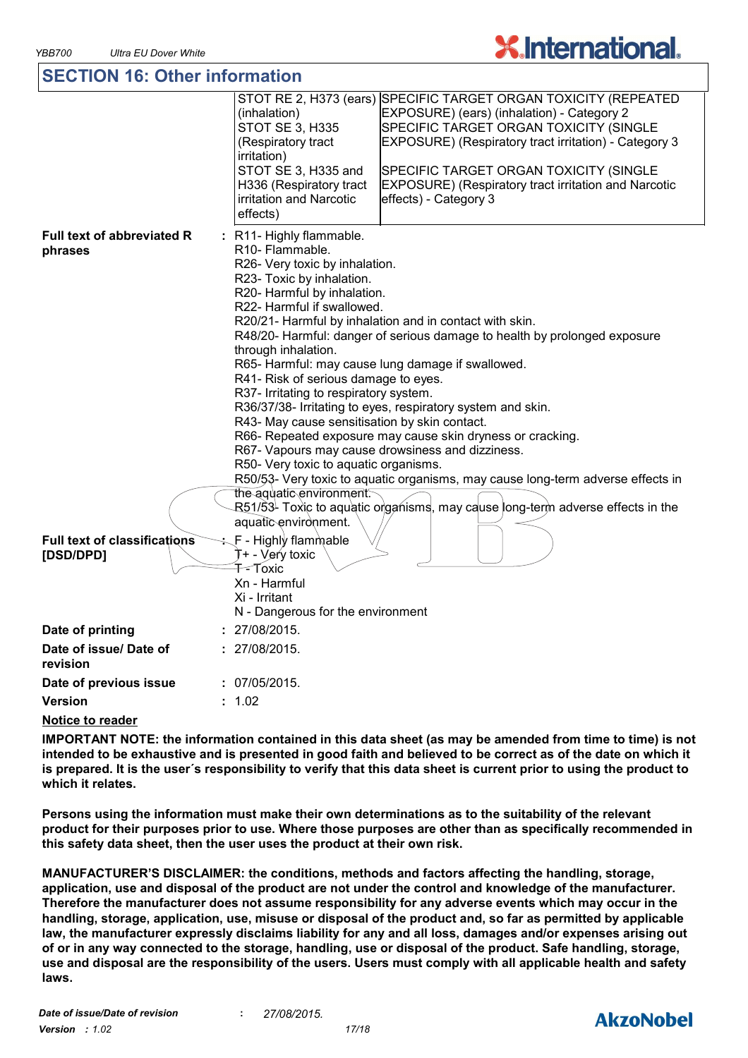## SECTION 16: Other information

| | | |
|---|---|---|
| | STOT RE 2, H373 (ears) (inhalation) | SPECIFIC TARGET ORGAN TOXICITY (REPEATED EXPOSURE) (ears) (inhalation) - Category 2 |
| | STOT SE 3, H335 (Respiratory tract irritation) | SPECIFIC TARGET ORGAN TOXICITY (SINGLE EXPOSURE) (Respiratory tract irritation) - Category 3 |
| | STOT SE 3, H335 and H336 (Respiratory tract irritation and Narcotic effects) | SPECIFIC TARGET ORGAN TOXICITY (SINGLE EXPOSURE) (Respiratory tract irritation and Narcotic effects) - Category 3 |

**Full text of abbreviated R phrases** : R11- Highly flammable.
R10- Flammable.
R26- Very toxic by inhalation.
R23- Toxic by inhalation.
R20- Harmful by inhalation.
R22- Harmful if swallowed.
R20/21- Harmful by inhalation and in contact with skin.
R48/20- Harmful: danger of serious damage to health by prolonged exposure through inhalation.
R65- Harmful: may cause lung damage if swallowed.
R41- Risk of serious damage to eyes.
R37- Irritating to respiratory system.
R36/37/38- Irritating to eyes, respiratory system and skin.
R43- May cause sensitisation by skin contact.
R66- Repeated exposure may cause skin dryness or cracking.
R67- Vapours may cause drowsiness and dizziness.
R50- Very toxic to aquatic organisms.
R50/53- Very toxic to aquatic organisms, may cause long-term adverse effects in the aquatic environment.
R51/53- Toxic to aquatic organisms, may cause long-term adverse effects in the aquatic environment.

**Full text of classifications [DSD/DPD]** : F - Highly flammable
T+ - Very toxic
T - Toxic
Xn - Harmful
Xi - Irritant
N - Dangerous for the environment

**Date of printing** : 27/08/2015.

**Date of issue/ Date of revision** : 27/08/2015.

**Date of previous issue** : 07/05/2015.

**Version** : 1.02

**Notice to reader**

**IMPORTANT NOTE: the information contained in this data sheet (as may be amended from time to time) is not intended to be exhaustive and is presented in good faith and believed to be correct as of the date on which it is prepared. It is the user´s responsibility to verify that this data sheet is current prior to using the product to which it relates.**

**Persons using the information must make their own determinations as to the suitability of the relevant product for their purposes prior to use. Where those purposes are other than as specifically recommended in this safety data sheet, then the user uses the product at their own risk.**

**MANUFACTURER'S DISCLAIMER: the conditions, methods and factors affecting the handling, storage, application, use and disposal of the product are not under the control and knowledge of the manufacturer. Therefore the manufacturer does not assume responsibility for any adverse events which may occur in the handling, storage, application, use, misuse or disposal of the product and, so far as permitted by applicable law, the manufacturer expressly disclaims liability for any and all loss, damages and/or expenses arising out of or in any way connected to the storage, handling, use or disposal of the product. Safe handling, storage, use and disposal are the responsibility of the users. Users must comply with all applicable health and safety laws.**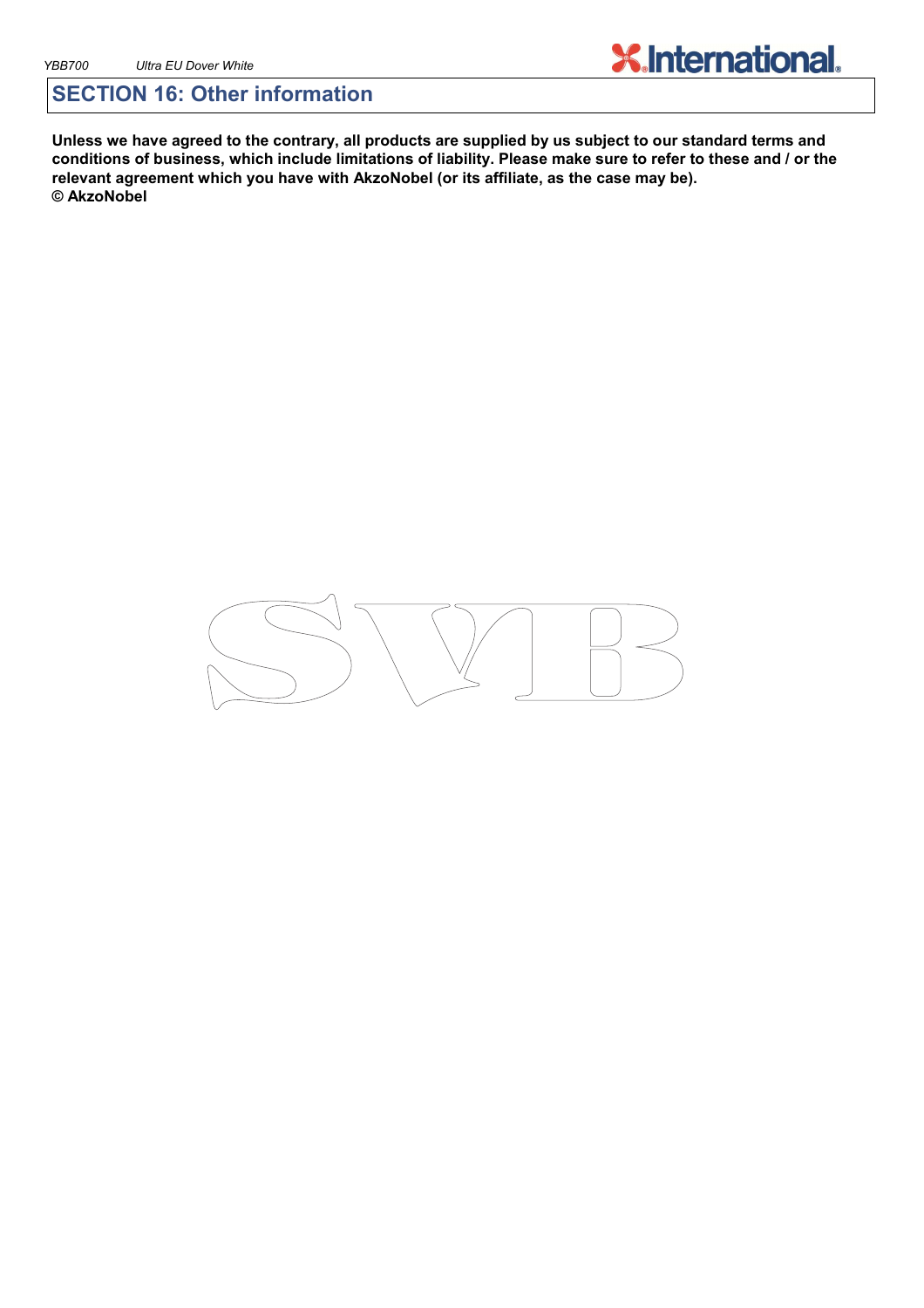## SECTION 16: Other information

**Unless we have agreed to the contrary, all products are supplied by us subject to our standard terms and conditions of business, which include limitations of liability. Please make sure to refer to these and / or the relevant agreement which you have with AkzoNobel (or its affiliate, as the case may be).**
**© AkzoNobel**